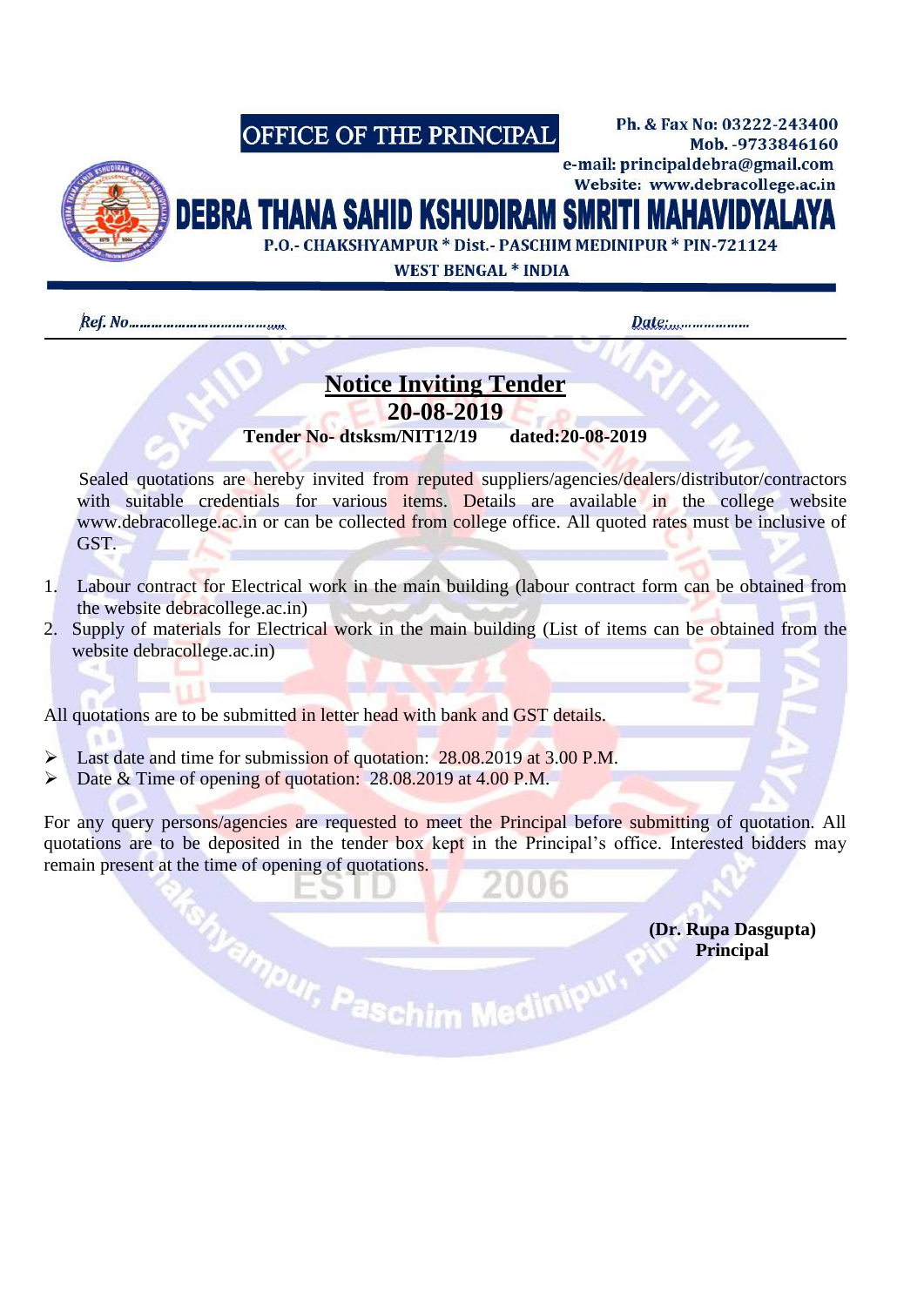OFFICE OF THE PRINCIPAL

Ph. & Fax No: 03222-243400
Mob. -9733846160
e-mail: principaldebra@gmail.com
Website: www.debracollege.ac.in

# DEBRA THANA SAHID KSHUDIRAM SMRITI MAHAVIDYALAYA

P.O.- CHAKSHYAMPUR * Dist.- PASCHIM MEDINIPUR * PIN-721124
WEST BENGAL * INDIA

*Ref. No……………………………….* *Date:………………*

## Notice Inviting Tender

**20-08-2019**

**Tender No- dtsksm/NIT12/19 dated:20-08-2019**

Sealed quotations are hereby invited from reputed suppliers/agencies/dealers/distributor/contractors with suitable credentials for various items. Details are available in the college website www.debracollege.ac.in or can be collected from college office. All quoted rates must be inclusive of GST.

1. Labour contract for Electrical work in the main building (labour contract form can be obtained from the website debracollege.ac.in)
2. Supply of materials for Electrical work in the main building (List of items can be obtained from the website debracollege.ac.in)

All quotations are to be submitted in letter head with bank and GST details.

- Last date and time for submission of quotation: 28.08.2019 at 3.00 P.M.
- Date & Time of opening of quotation: 28.08.2019 at 4.00 P.M.

For any query persons/agencies are requested to meet the Principal before submitting of quotation. All quotations are to be deposited in the tender box kept in the Principal's office. Interested bidders may remain present at the time of opening of quotations.

**(Dr. Rupa Dasgupta)**
**Principal**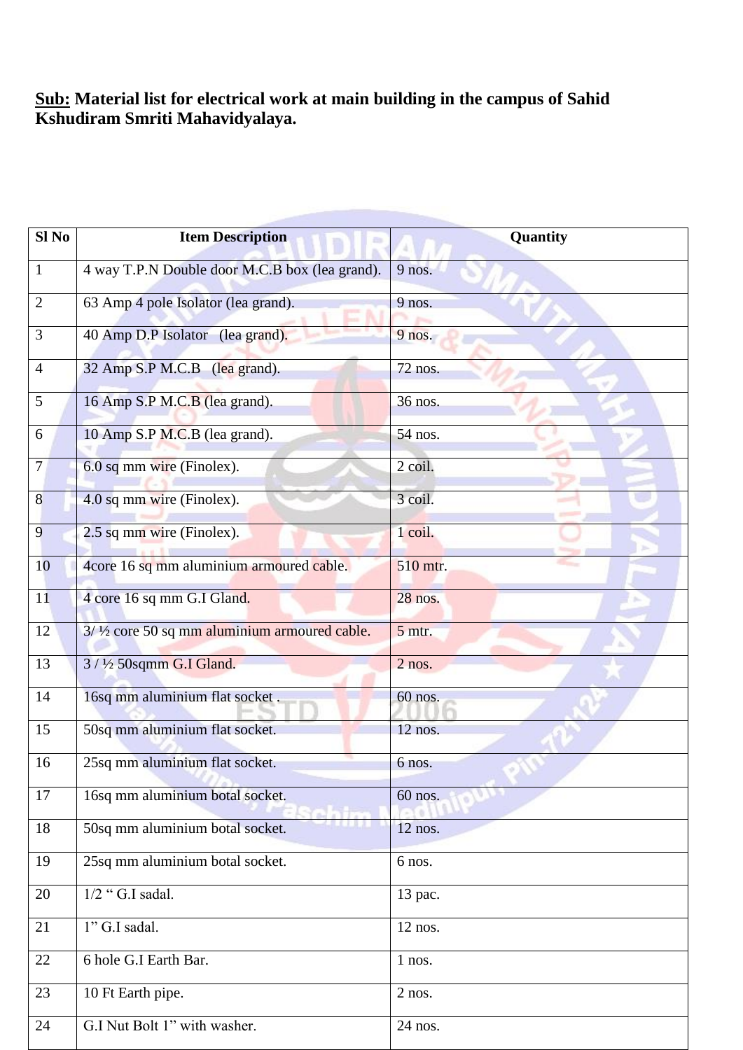**<u>Sub:</u> Material list for electrical work at main building in the campus of Sahid Kshudiram Smriti Mahavidyalaya.**

| Sl No | Item Description | Quantity |
|---|---|---|
| 1 | 4 way T.P.N Double door M.C.B box (lea grand). | 9 nos. |
| 2 | 63 Amp 4 pole Isolator (lea grand). | 9 nos. |
| 3 | 40 Amp D.P Isolator (lea grand). | 9 nos. |
| 4 | 32 Amp S.P M.C.B (lea grand). | 72 nos. |
| 5 | 16 Amp S.P M.C.B (lea grand). | 36 nos. |
| 6 | 10 Amp S.P M.C.B (lea grand). | 54 nos. |
| 7 | 6.0 sq mm wire (Finolex). | 2 coil. |
| 8 | 4.0 sq mm wire (Finolex). | 3 coil. |
| 9 | 2.5 sq mm wire (Finolex). | 1 coil. |
| 10 | 4core 16 sq mm aluminium armoured cable. | 510 mtr. |
| 11 | 4 core 16 sq mm G.I Gland. | 28 nos. |
| 12 | 3/ ½ core 50 sq mm aluminium armoured cable. | 5 mtr. |
| 13 | 3 / ½ 50sqmm G.I Gland. | 2 nos. |
| 14 | 16sq mm aluminium flat socket . | 60 nos. |
| 15 | 50sq mm aluminium flat socket. | 12 nos. |
| 16 | 25sq mm aluminium flat socket. | 6 nos. |
| 17 | 16sq mm aluminium botal socket. | 60 nos. |
| 18 | 50sq mm aluminium botal socket. | 12 nos. |
| 19 | 25sq mm aluminium botal socket. | 6 nos. |
| 20 | 1/2 " G.I sadal. | 13 pac. |
| 21 | 1" G.I sadal. | 12 nos. |
| 22 | 6 hole G.I Earth Bar. | 1 nos. |
| 23 | 10 Ft Earth pipe. | 2 nos. |
| 24 | G.I Nut Bolt 1" with washer. | 24 nos. |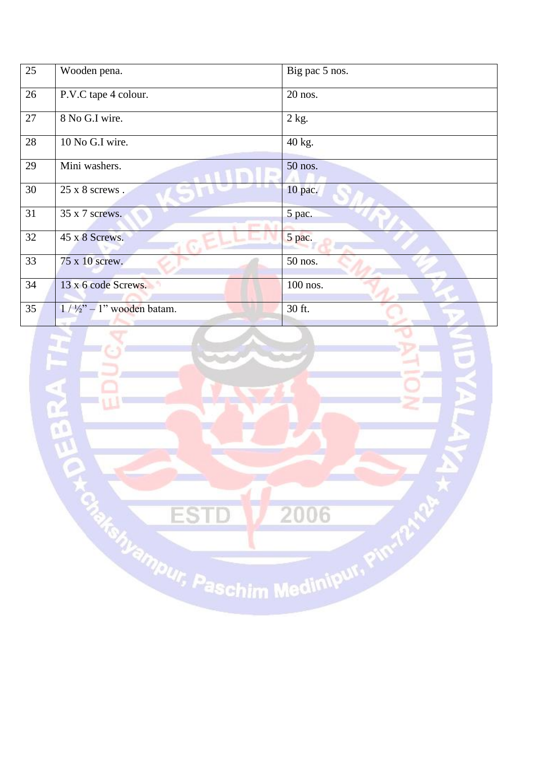| 25 | Wooden pena. | Big pac 5 nos. |
|---|---|---|
| 26 | P.V.C tape 4 colour. | 20 nos. |
| 27 | 8 No G.I wire. | 2 kg. |
| 28 | 10 No G.I wire. | 40 kg. |
| 29 | Mini washers. | 50 nos. |
| 30 | 25 x 8 screws . | 10 pac. |
| 31 | 35 x 7 screws. | 5 pac. |
| 32 | 45 x 8 Screws. | 5 pac. |
| 33 | 75 x 10 screw. | 50 nos. |
| 34 | 13 x 6 code Screws. | 100 nos. |
| 35 | 1 / ½" – 1" wooden batam. | 30 ft. |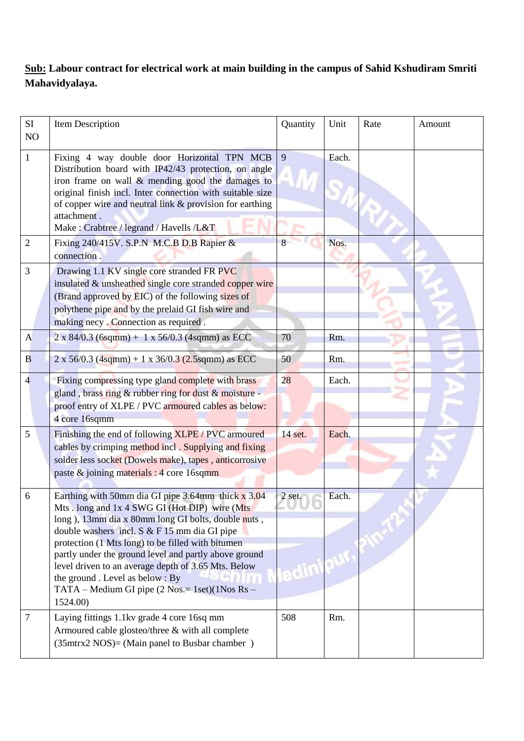**Sub:** **Labour contract for electrical work at main building in the campus of Sahid Kshudiram Smriti Mahavidyalaya.**

| SI NO | Item Description | Quantity | Unit | Rate | Amount |
|---|---|---|---|---|---|
| 1 | Fixing 4 way double door Horizontal TPN MCB Distribution board with IP42/43 protection, on angle iron frame on wall & mending good the damages to original finish incl. Inter connection with suitable size of copper wire and neutral link & provision for earthing attachment . Make : Crabtree / legrand / Havells /L&T | 9 | Each. | | |
| 2 | Fixing 240/415V. S.P.N M.C.B D.B Rapier & connection . | 8 | Nos. | | |
| 3 | Drawing 1.1 KV single core stranded FR PVC insulated & unsheathed single core stranded copper wire (Brand approved by EIC) of the following sizes of polythene pipe and by the prelaid GI fish wire and making necy . Connection as required . | | | | |
| A | 2 x 84/0.3 (6sqmm) + 1 x 56/0.3 (4sqmm) as ECC | 70 | Rm. | | |
| B | 2 x 56/0.3 (4sqmm) + 1 x 36/0.3 (2.5sqmm) as ECC | 50 | Rm. | | |
| 4 | Fixing compressing type gland complete with brass gland , brass ring & rubber ring for dust & moisture - proof entry of XLPE / PVC armoured cables as below: 4 core 16sqmm | 28 | Each. | | |
| 5 | Finishing the end of following XLPE / PVC armoured cables by crimping method incl . Supplying and fixing solder less socket (Dowels make), tapes , anticorrosive paste & joining materials : 4 core 16sqmm | 14 set. | Each. | | |
| 6 | Earthing with 50mm dia GI pipe 3.64mm thick x 3.04 Mts . long and 1x 4 SWG GI (Hot DIP) wire (Mts long ), 13mm dia x 80mm long GI bolts, double nuts , double washers incl. S & F 15 mm dia GI pipe protection (1 Mts long) to be filled with bitumen partly under the ground level and partly above ground level driven to an average depth of 3.65 Mts. Below the ground . Level as below : By TATA – Medium GI pipe (2 Nos.= 1set)(1Nos Rs – 1524.00) | 2 set. | Each. | | |
| 7 | Laying fittings 1.1kv grade 4 core 16sq mm Armoured cable glosteo/three & with all complete (35mtrx2 NOS)= (Main panel to Busbar chamber ) | 508 | Rm. | | |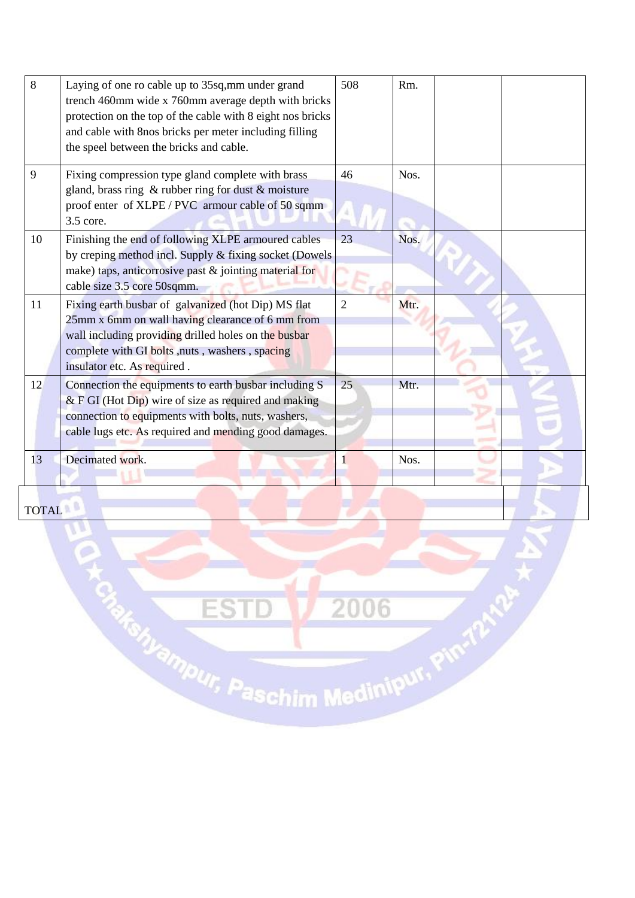| 8 | Laying of one ro cable up to 35sq,mm under grand trench 460mm wide x 760mm average depth with bricks protection on the top of the cable with 8 eight nos bricks and cable with 8nos bricks per meter including filling the speel between the bricks and cable. | 508 | Rm. | | |
|---|---|---|---|---|---|
| 9 | Fixing compression type gland complete with brass gland, brass ring & rubber ring for dust & moisture proof enter of XLPE / PVC armour cable of 50 sqmm 3.5 core. | 46 | Nos. | | |
| 10 | Finishing the end of following XLPE armoured cables by creping method incl. Supply & fixing socket (Dowels make) taps, anticorrosive past & jointing material for cable size 3.5 core 50sqmm. | 23 | Nos. | | |
| 11 | Fixing earth busbar of galvanized (hot Dip) MS flat 25mm x 6mm on wall having clearance of 6 mm from wall including providing drilled holes on the busbar complete with GI bolts ,nuts , washers , spacing insulator etc. As required . | 2 | Mtr. | | |
| 12 | Connection the equipments to earth busbar including S & F GI (Hot Dip) wire of size as required and making connection to equipments with bolts, nuts, washers, cable lugs etc. As required and mending good damages. | 25 | Mtr. | | |
| 13 | Decimated work. | 1 | Nos. | | |
| TOTAL | | | | | |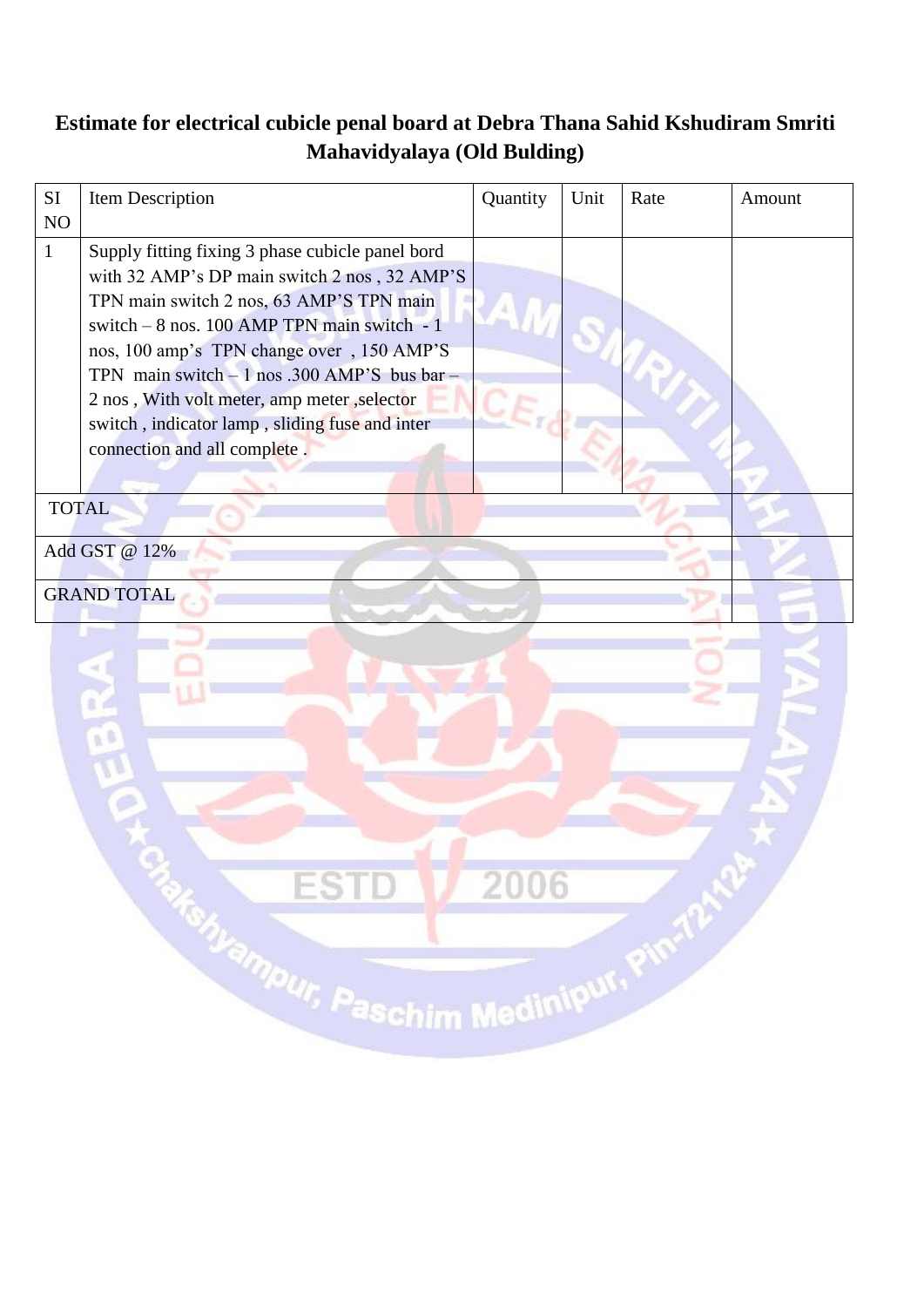**Estimate for electrical cubicle penal board at Debra Thana Sahid Kshudiram Smriti Mahavidyalaya (Old Bulding)**

| SI NO | Item Description | Quantity | Unit | Rate | Amount |
|---|---|---|---|---|---|
| 1 | Supply fitting fixing 3 phase cubicle panel bord with 32 AMP's DP main switch 2 nos , 32 AMP'S TPN main switch 2 nos, 63 AMP'S TPN main switch – 8 nos. 100 AMP TPN main switch - 1 nos, 100 amp's TPN change over , 150 AMP'S TPN main switch – 1 nos .300 AMP'S bus bar – 2 nos , With volt meter, amp meter ,selector switch , indicator lamp , sliding fuse and inter connection and all complete . | | | | |
| TOTAL | | | | | |
| Add GST @ 12% | | | | | |
| GRAND TOTAL | | | | | |